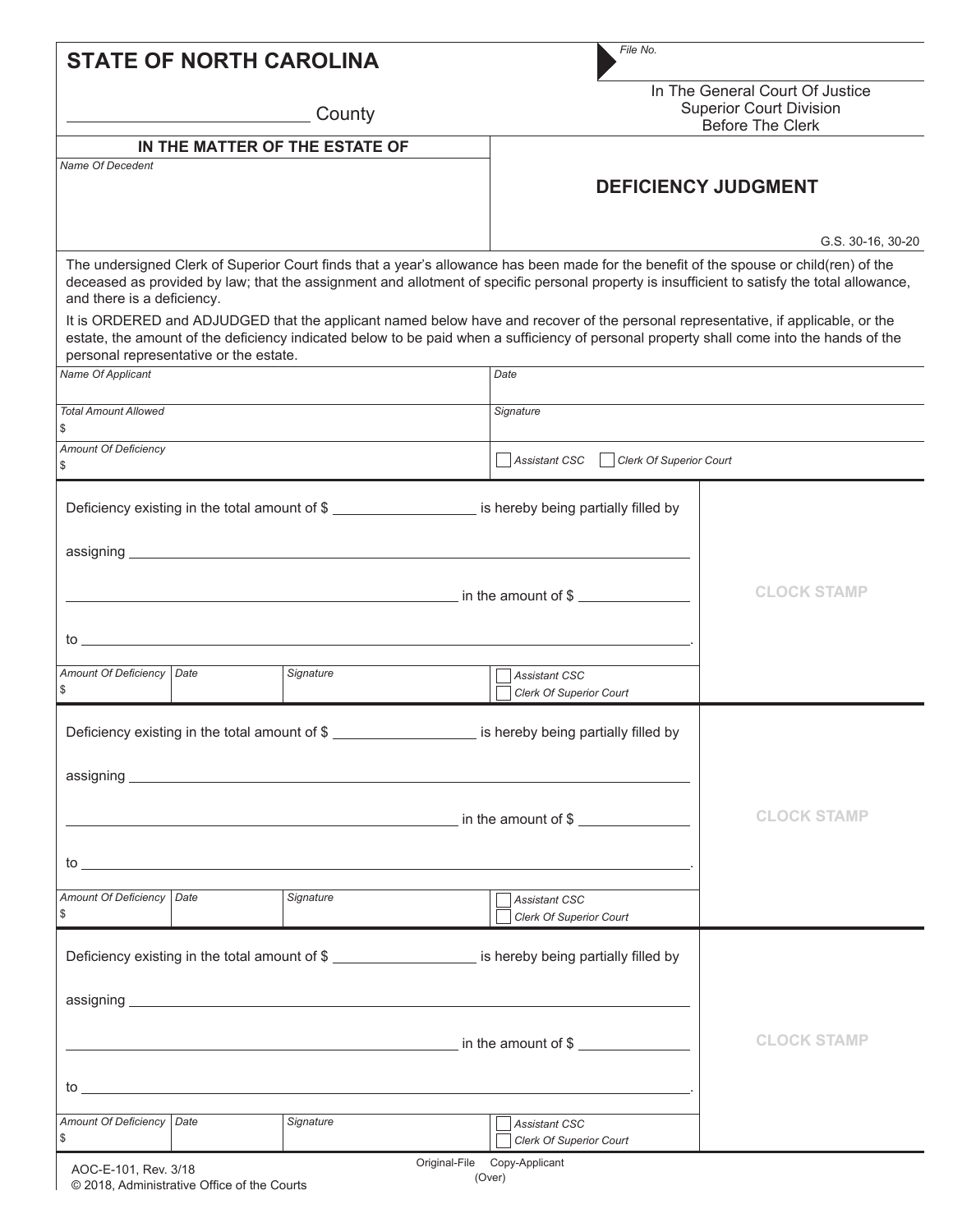# STATE OF NORTH CAROLINA

_________________________ County

File No.

In The General Court Of Justice
Superior Court Division
Before The Clerk

| IN THE MATTER OF THE ESTATE OF | |
|---|---|
| Name Of Decedent | **DEFICIENCY JUDGMENT** |
| | G.S. 30-16, 30-20 |

The undersigned Clerk of Superior Court finds that a year's allowance has been made for the benefit of the spouse or child(ren) of the deceased as provided by law; that the assignment and allotment of specific personal property is insufficient to satisfy the total allowance, and there is a deficiency.

It is ORDERED and ADJUDGED that the applicant named below have and recover of the personal representative, if applicable, or the estate, the amount of the deficiency indicated below to be paid when a sufficiency of personal property shall come into the hands of the personal representative or the estate.

| | |
|---|---|
| Name Of Applicant | Date |
| Total Amount Allowed<br>$ | Signature |
| Amount Of Deficiency<br>$ | ☐ Assistant CSC ☐ Clerk Of Superior Court |

Deficiency existing in the total amount of $ __________________ is hereby being partially filled by

assigning ____________________________________________________________

____________________________________________________ in the amount of $ _______________

to _________________________________________________________________.

| Amount Of Deficiency | Date | Signature | |
|---|---|---|---|
| $ | | | ☐ Assistant CSC<br>☐ Clerk Of Superior Court |

CLOCK STAMP

Deficiency existing in the total amount of $ __________________ is hereby being partially filled by

assigning ____________________________________________________________

____________________________________________________ in the amount of $ _______________

to _________________________________________________________________.

| Amount Of Deficiency | Date | Signature | |
|---|---|---|---|
| $ | | | ☐ Assistant CSC<br>☐ Clerk Of Superior Court |

CLOCK STAMP

Deficiency existing in the total amount of $ __________________ is hereby being partially filled by

assigning ____________________________________________________________

____________________________________________________ in the amount of $ _______________

to _________________________________________________________________.

| Amount Of Deficiency | Date | Signature | |
|---|---|---|---|
| $ | | | ☐ Assistant CSC<br>☐ Clerk Of Superior Court |

CLOCK STAMP

AOC-E-101, Rev. 3/18
© 2018, Administrative Office of the Courts

Original-File Copy-Applicant
(Over)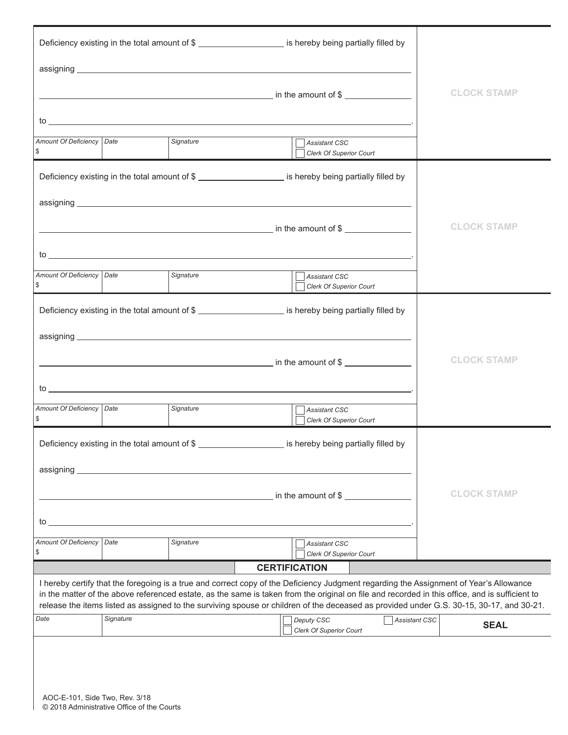Deficiency existing in the total amount of $ __________________ is hereby being partially filled by

assigning ______________________________________________________________________

______________________________________________ in the amount of $ ______________

to ______________________________________________________________________.

| Amount Of Deficiency | Date | Signature | | CLOCK STAMP |
|---|---|---|---|---|
| $ | | | ☐ Assistant CSC ☐ Clerk Of Superior Court | |

Deficiency existing in the total amount of $ __________________ is hereby being partially filled by

assigning ______________________________________________________________________

______________________________________________ in the amount of $ ______________

to ______________________________________________________________________.

| Amount Of Deficiency | Date | Signature | | CLOCK STAMP |
|---|---|---|---|---|
| $ | | | ☐ Assistant CSC ☐ Clerk Of Superior Court | |

Deficiency existing in the total amount of $ __________________ is hereby being partially filled by

assigning ______________________________________________________________________

______________________________________________ in the amount of $ ______________

to ______________________________________________________________________.

| Amount Of Deficiency | Date | Signature | | CLOCK STAMP |
|---|---|---|---|---|
| $ | | | ☐ Assistant CSC ☐ Clerk Of Superior Court | |

Deficiency existing in the total amount of $ __________________ is hereby being partially filled by

assigning ______________________________________________________________________

______________________________________________ in the amount of $ ______________

to ______________________________________________________________________.

| Amount Of Deficiency | Date | Signature | | CLOCK STAMP |
|---|---|---|---|---|
| $ | | | ☐ Assistant CSC ☐ Clerk Of Superior Court | |

## CERTIFICATION

I hereby certify that the foregoing is a true and correct copy of the Deficiency Judgment regarding the Assignment of Year's Allowance in the matter of the above referenced estate, as the same is taken from the original on file and recorded in this office, and is sufficient to release the items listed as assigned to the surviving spouse or children of the deceased as provided under G.S. 30-15, 30-17, and 30-21.

| Date | Signature | | SEAL |
|---|---|---|---|
| | | ☐ Deputy CSC ☐ Assistant CSC ☐ Clerk Of Superior Court | |

AOC-E-101, Side Two, Rev. 3/18
© 2018 Administrative Office of the Courts